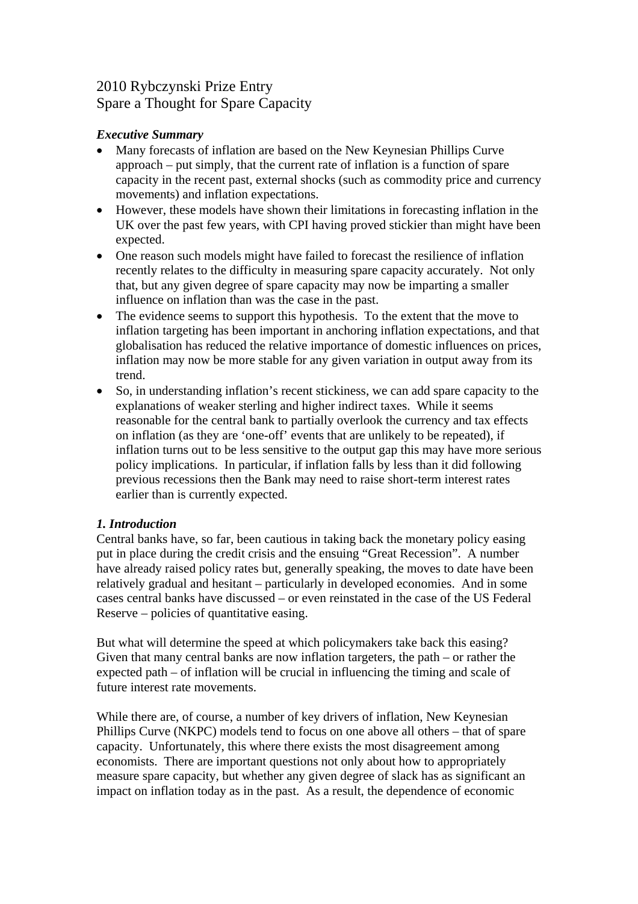2010 Rybczynski Prize Entry
Spare a Thought for Spare Capacity

***Executive Summary***

- Many forecasts of inflation are based on the New Keynesian Phillips Curve approach – put simply, that the current rate of inflation is a function of spare capacity in the recent past, external shocks (such as commodity price and currency movements) and inflation expectations.
- However, these models have shown their limitations in forecasting inflation in the UK over the past few years, with CPI having proved stickier than might have been expected.
- One reason such models might have failed to forecast the resilience of inflation recently relates to the difficulty in measuring spare capacity accurately. Not only that, but any given degree of spare capacity may now be imparting a smaller influence on inflation than was the case in the past.
- The evidence seems to support this hypothesis. To the extent that the move to inflation targeting has been important in anchoring inflation expectations, and that globalisation has reduced the relative importance of domestic influences on prices, inflation may now be more stable for any given variation in output away from its trend.
- So, in understanding inflation's recent stickiness, we can add spare capacity to the explanations of weaker sterling and higher indirect taxes. While it seems reasonable for the central bank to partially overlook the currency and tax effects on inflation (as they are 'one-off' events that are unlikely to be repeated), if inflation turns out to be less sensitive to the output gap this may have more serious policy implications. In particular, if inflation falls by less than it did following previous recessions then the Bank may need to raise short-term interest rates earlier than is currently expected.

***1. Introduction***

Central banks have, so far, been cautious in taking back the monetary policy easing put in place during the credit crisis and the ensuing "Great Recession". A number have already raised policy rates but, generally speaking, the moves to date have been relatively gradual and hesitant – particularly in developed economies. And in some cases central banks have discussed – or even reinstated in the case of the US Federal Reserve – policies of quantitative easing.

But what will determine the speed at which policymakers take back this easing? Given that many central banks are now inflation targeters, the path – or rather the expected path – of inflation will be crucial in influencing the timing and scale of future interest rate movements.

While there are, of course, a number of key drivers of inflation, New Keynesian Phillips Curve (NKPC) models tend to focus on one above all others – that of spare capacity. Unfortunately, this where there exists the most disagreement among economists. There are important questions not only about how to appropriately measure spare capacity, but whether any given degree of slack has as significant an impact on inflation today as in the past. As a result, the dependence of economic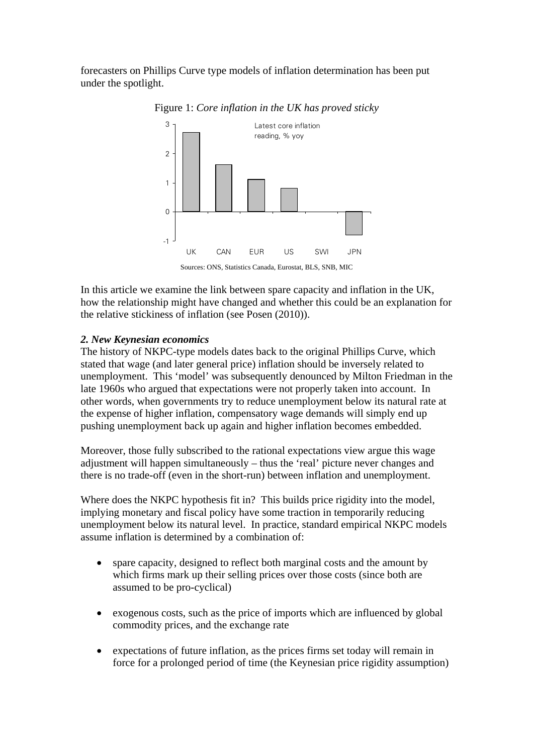forecasters on Phillips Curve type models of inflation determination has been put under the spotlight.

Figure 1: *Core inflation in the UK has proved sticky*

Sources: ONS, Statistics Canada, Eurostat, BLS, SNB, MIC

In this article we examine the link between spare capacity and inflation in the UK, how the relationship might have changed and whether this could be an explanation for the relative stickiness of inflation (see Posen (2010)).

### *2. New Keynesian economics*

The history of NKPC-type models dates back to the original Phillips Curve, which stated that wage (and later general price) inflation should be inversely related to unemployment. This 'model' was subsequently denounced by Milton Friedman in the late 1960s who argued that expectations were not properly taken into account. In other words, when governments try to reduce unemployment below its natural rate at the expense of higher inflation, compensatory wage demands will simply end up pushing unemployment back up again and higher inflation becomes embedded.

Moreover, those fully subscribed to the rational expectations view argue this wage adjustment will happen simultaneously – thus the 'real' picture never changes and there is no trade-off (even in the short-run) between inflation and unemployment.

Where does the NKPC hypothesis fit in? This builds price rigidity into the model, implying monetary and fiscal policy have some traction in temporarily reducing unemployment below its natural level. In practice, standard empirical NKPC models assume inflation is determined by a combination of:

- spare capacity, designed to reflect both marginal costs and the amount by which firms mark up their selling prices over those costs (since both are assumed to be pro-cyclical)
- exogenous costs, such as the price of imports which are influenced by global commodity prices, and the exchange rate
- expectations of future inflation, as the prices firms set today will remain in force for a prolonged period of time (the Keynesian price rigidity assumption)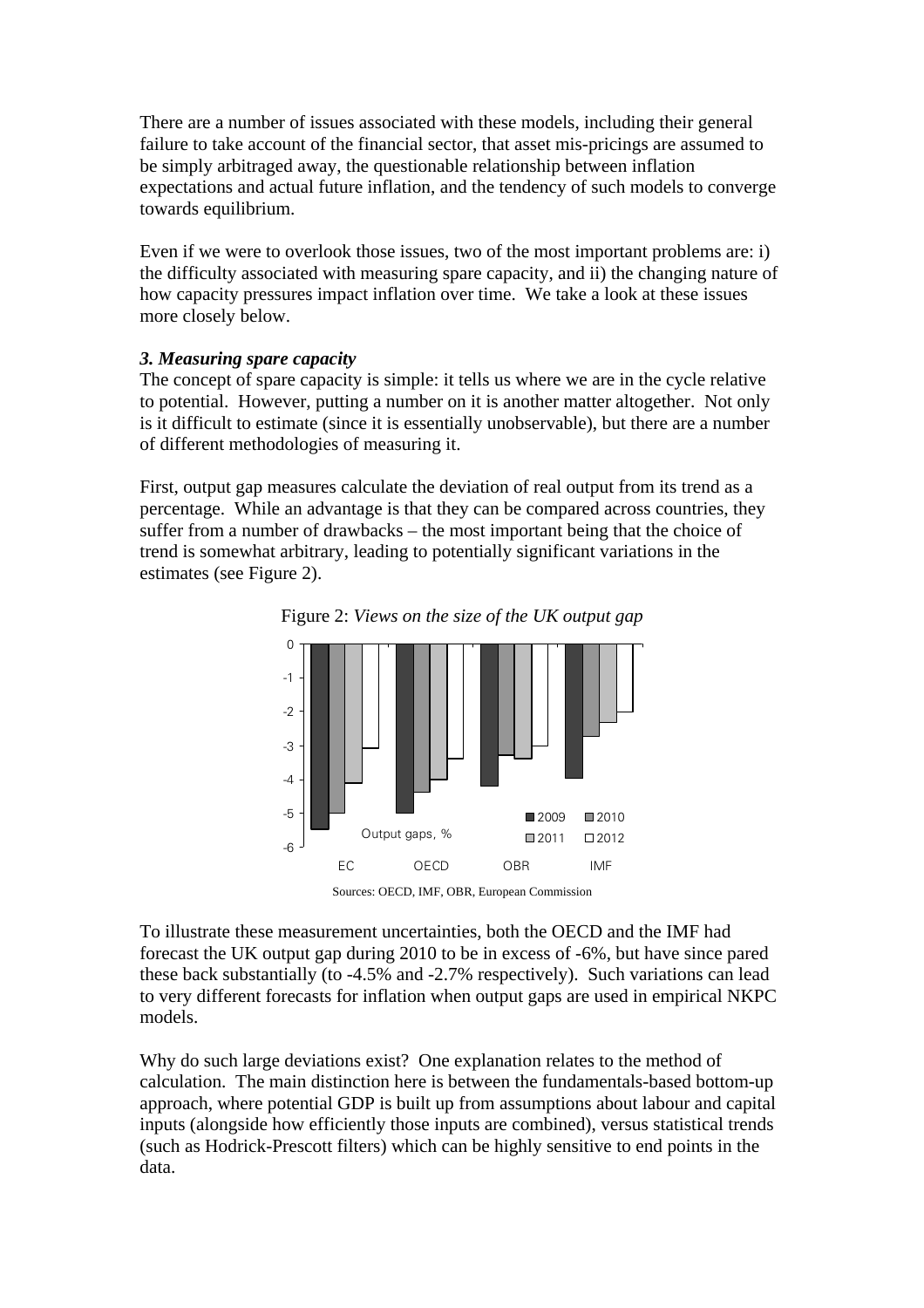There are a number of issues associated with these models, including their general failure to take account of the financial sector, that asset mis-pricings are assumed to be simply arbitraged away, the questionable relationship between inflation expectations and actual future inflation, and the tendency of such models to converge towards equilibrium.

Even if we were to overlook those issues, two of the most important problems are: i) the difficulty associated with measuring spare capacity, and ii) the changing nature of how capacity pressures impact inflation over time. We take a look at these issues more closely below.

### *3. Measuring spare capacity*

The concept of spare capacity is simple: it tells us where we are in the cycle relative to potential. However, putting a number on it is another matter altogether. Not only is it difficult to estimate (since it is essentially unobservable), but there are a number of different methodologies of measuring it.

First, output gap measures calculate the deviation of real output from its trend as a percentage. While an advantage is that they can be compared across countries, they suffer from a number of drawbacks – the most important being that the choice of trend is somewhat arbitrary, leading to potentially significant variations in the estimates (see Figure 2).

Figure 2: *Views on the size of the UK output gap*

Sources: OECD, IMF, OBR, European Commission

To illustrate these measurement uncertainties, both the OECD and the IMF had forecast the UK output gap during 2010 to be in excess of -6%, but have since pared these back substantially (to -4.5% and -2.7% respectively). Such variations can lead to very different forecasts for inflation when output gaps are used in empirical NKPC models.

Why do such large deviations exist? One explanation relates to the method of calculation. The main distinction here is between the fundamentals-based bottom-up approach, where potential GDP is built up from assumptions about labour and capital inputs (alongside how efficiently those inputs are combined), versus statistical trends (such as Hodrick-Prescott filters) which can be highly sensitive to end points in the data.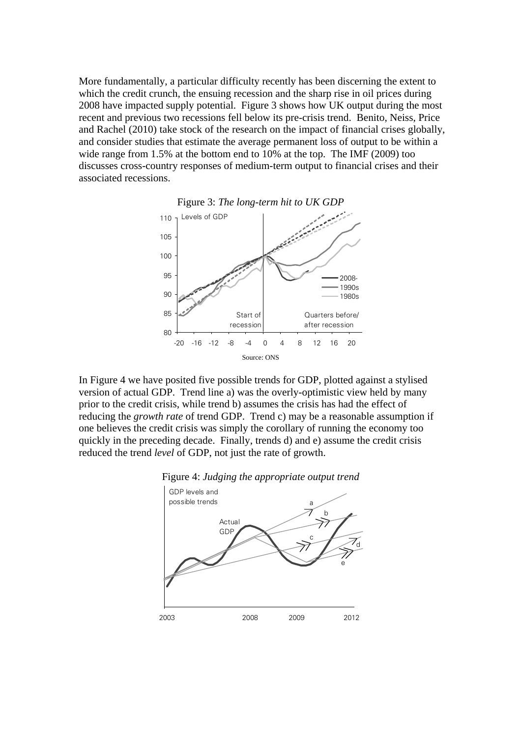More fundamentally, a particular difficulty recently has been discerning the extent to which the credit crunch, the ensuing recession and the sharp rise in oil prices during 2008 have impacted supply potential. Figure 3 shows how UK output during the most recent and previous two recessions fell below its pre-crisis trend. Benito, Neiss, Price and Rachel (2010) take stock of the research on the impact of financial crises globally, and consider studies that estimate the average permanent loss of output to be within a wide range from 1.5% at the bottom end to 10% at the top. The IMF (2009) too discusses cross-country responses of medium-term output to financial crises and their associated recessions.

Figure 3: *The long-term hit to UK GDP*

Source: ONS

In Figure 4 we have posited five possible trends for GDP, plotted against a stylised version of actual GDP. Trend line a) was the overly-optimistic view held by many prior to the credit crisis, while trend b) assumes the crisis has had the effect of reducing the *growth rate* of trend GDP. Trend c) may be a reasonable assumption if one believes the credit crisis was simply the corollary of running the economy too quickly in the preceding decade. Finally, trends d) and e) assume the credit crisis reduced the trend *level* of GDP, not just the rate of growth.

Figure 4: *Judging the appropriate output trend*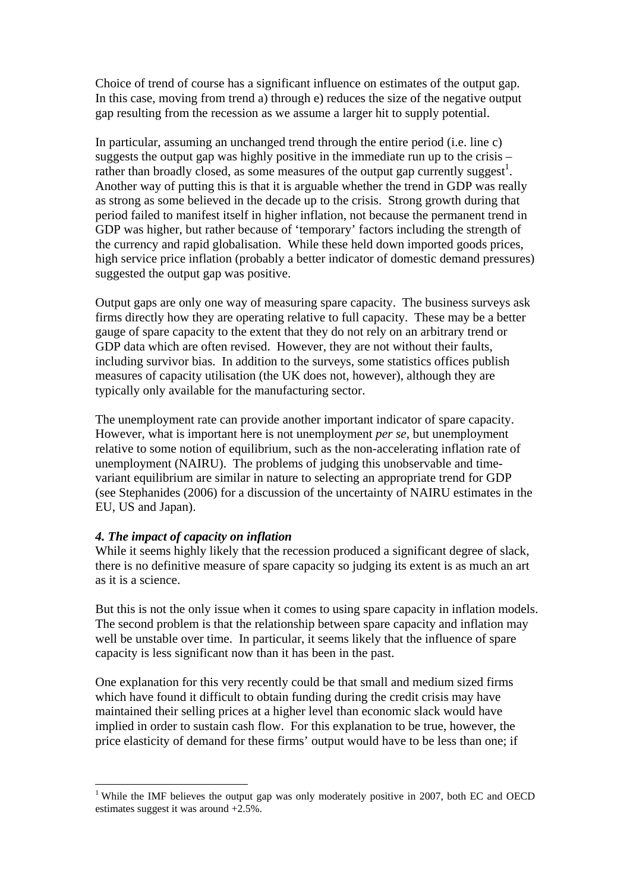Choice of trend of course has a significant influence on estimates of the output gap. In this case, moving from trend a) through e) reduces the size of the negative output gap resulting from the recession as we assume a larger hit to supply potential.

In particular, assuming an unchanged trend through the entire period (i.e. line c) suggests the output gap was highly positive in the immediate run up to the crisis – rather than broadly closed, as some measures of the output gap currently suggest[1]. Another way of putting this is that it is arguable whether the trend in GDP was really as strong as some believed in the decade up to the crisis. Strong growth during that period failed to manifest itself in higher inflation, not because the permanent trend in GDP was higher, but rather because of 'temporary' factors including the strength of the currency and rapid globalisation. While these held down imported goods prices, high service price inflation (probably a better indicator of domestic demand pressures) suggested the output gap was positive.

Output gaps are only one way of measuring spare capacity. The business surveys ask firms directly how they are operating relative to full capacity. These may be a better gauge of spare capacity to the extent that they do not rely on an arbitrary trend or GDP data which are often revised. However, they are not without their faults, including survivor bias. In addition to the surveys, some statistics offices publish measures of capacity utilisation (the UK does not, however), although they are typically only available for the manufacturing sector.

The unemployment rate can provide another important indicator of spare capacity. However, what is important here is not unemployment *per se*, but unemployment relative to some notion of equilibrium, such as the non-accelerating inflation rate of unemployment (NAIRU). The problems of judging this unobservable and time-variant equilibrium are similar in nature to selecting an appropriate trend for GDP (see Stephanides (2006) for a discussion of the uncertainty of NAIRU estimates in the EU, US and Japan).

### *4. The impact of capacity on inflation*

While it seems highly likely that the recession produced a significant degree of slack, there is no definitive measure of spare capacity so judging its extent is as much an art as it is a science.

But this is not the only issue when it comes to using spare capacity in inflation models. The second problem is that the relationship between spare capacity and inflation may well be unstable over time. In particular, it seems likely that the influence of spare capacity is less significant now than it has been in the past.

One explanation for this very recently could be that small and medium sized firms which have found it difficult to obtain funding during the credit crisis may have maintained their selling prices at a higher level than economic slack would have implied in order to sustain cash flow. For this explanation to be true, however, the price elasticity of demand for these firms' output would have to be less than one; if

---

[1] While the IMF believes the output gap was only moderately positive in 2007, both EC and OECD estimates suggest it was around +2.5%.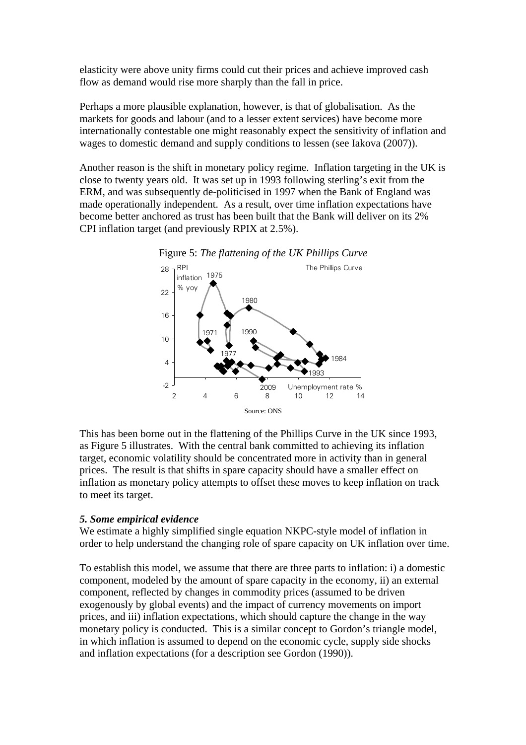elasticity were above unity firms could cut their prices and achieve improved cash flow as demand would rise more sharply than the fall in price.

Perhaps a more plausible explanation, however, is that of globalisation. As the markets for goods and labour (and to a lesser extent services) have become more internationally contestable one might reasonably expect the sensitivity of inflation and wages to domestic demand and supply conditions to lessen (see Iakova (2007)).

Another reason is the shift in monetary policy regime. Inflation targeting in the UK is close to twenty years old. It was set up in 1993 following sterling's exit from the ERM, and was subsequently de-politicised in 1997 when the Bank of England was made operationally independent. As a result, over time inflation expectations have become better anchored as trust has been built that the Bank will deliver on its 2% CPI inflation target (and previously RPIX at 2.5%).

Figure 5: *The flattening of the UK Phillips Curve*

Source: ONS

This has been borne out in the flattening of the Phillips Curve in the UK since 1993, as Figure 5 illustrates. With the central bank committed to achieving its inflation target, economic volatility should be concentrated more in activity than in general prices. The result is that shifts in spare capacity should have a smaller effect on inflation as monetary policy attempts to offset these moves to keep inflation on track to meet its target.

### *5. Some empirical evidence*

We estimate a highly simplified single equation NKPC-style model of inflation in order to help understand the changing role of spare capacity on UK inflation over time.

To establish this model, we assume that there are three parts to inflation: i) a domestic component, modeled by the amount of spare capacity in the economy, ii) an external component, reflected by changes in commodity prices (assumed to be driven exogenously by global events) and the impact of currency movements on import prices, and iii) inflation expectations, which should capture the change in the way monetary policy is conducted. This is a similar concept to Gordon's triangle model, in which inflation is assumed to depend on the economic cycle, supply side shocks and inflation expectations (for a description see Gordon (1990)).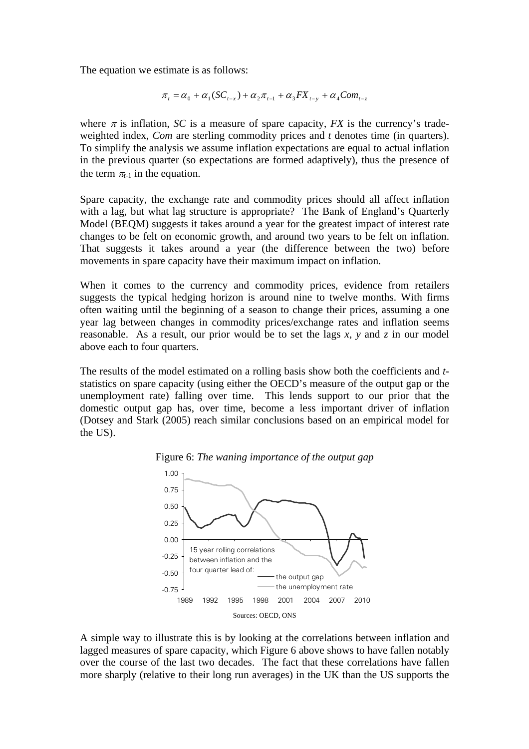The equation we estimate is as follows:

$$\pi_t = \alpha_0 + \alpha_1(SC_{t-x}) + \alpha_2\pi_{t-1} + \alpha_3 FX_{t-y} + \alpha_4 Com_{t-z}$$

where $\pi$ is inflation, *SC* is a measure of spare capacity, *FX* is the currency's trade-weighted index, *Com* are sterling commodity prices and *t* denotes time (in quarters). To simplify the analysis we assume inflation expectations are equal to actual inflation in the previous quarter (so expectations are formed adaptively), thus the presence of the term $\pi_{t-1}$ in the equation.

Spare capacity, the exchange rate and commodity prices should all affect inflation with a lag, but what lag structure is appropriate? The Bank of England's Quarterly Model (BEQM) suggests it takes around a year for the greatest impact of interest rate changes to be felt on economic growth, and around two years to be felt on inflation. That suggests it takes around a year (the difference between the two) before movements in spare capacity have their maximum impact on inflation.

When it comes to the currency and commodity prices, evidence from retailers suggests the typical hedging horizon is around nine to twelve months. With firms often waiting until the beginning of a season to change their prices, assuming a one year lag between changes in commodity prices/exchange rates and inflation seems reasonable. As a result, our prior would be to set the lags *x*, *y* and *z* in our model above each to four quarters.

The results of the model estimated on a rolling basis show both the coefficients and *t*-statistics on spare capacity (using either the OECD's measure of the output gap or the unemployment rate) falling over time. This lends support to our prior that the domestic output gap has, over time, become a less important driver of inflation (Dotsey and Stark (2005) reach similar conclusions based on an empirical model for the US).

Figure 6: *The waning importance of the output gap*

Sources: OECD, ONS

A simple way to illustrate this is by looking at the correlations between inflation and lagged measures of spare capacity, which Figure 6 above shows to have fallen notably over the course of the last two decades. The fact that these correlations have fallen more sharply (relative to their long run averages) in the UK than the US supports the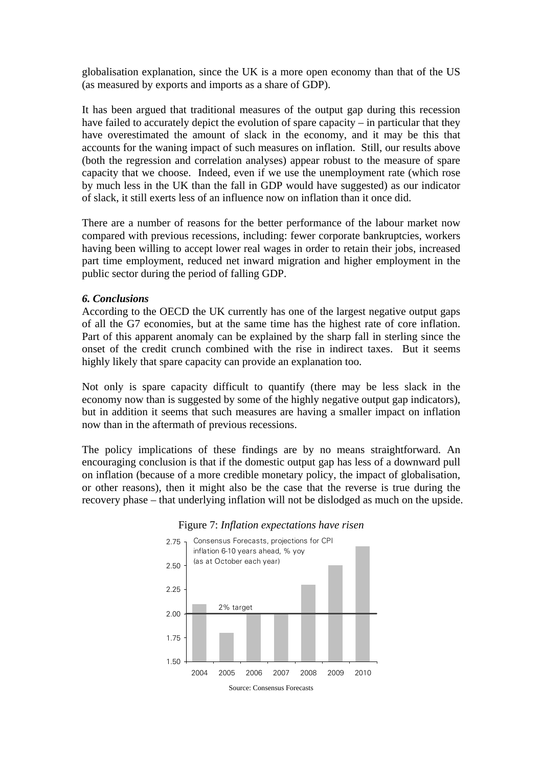globalisation explanation, since the UK is a more open economy than that of the US (as measured by exports and imports as a share of GDP).

It has been argued that traditional measures of the output gap during this recession have failed to accurately depict the evolution of spare capacity – in particular that they have overestimated the amount of slack in the economy, and it may be this that accounts for the waning impact of such measures on inflation. Still, our results above (both the regression and correlation analyses) appear robust to the measure of spare capacity that we choose. Indeed, even if we use the unemployment rate (which rose by much less in the UK than the fall in GDP would have suggested) as our indicator of slack, it still exerts less of an influence now on inflation than it once did.

There are a number of reasons for the better performance of the labour market now compared with previous recessions, including: fewer corporate bankruptcies, workers having been willing to accept lower real wages in order to retain their jobs, increased part time employment, reduced net inward migration and higher employment in the public sector during the period of falling GDP.

### *6. Conclusions*

According to the OECD the UK currently has one of the largest negative output gaps of all the G7 economies, but at the same time has the highest rate of core inflation. Part of this apparent anomaly can be explained by the sharp fall in sterling since the onset of the credit crunch combined with the rise in indirect taxes. But it seems highly likely that spare capacity can provide an explanation too.

Not only is spare capacity difficult to quantify (there may be less slack in the economy now than is suggested by some of the highly negative output gap indicators), but in addition it seems that such measures are having a smaller impact on inflation now than in the aftermath of previous recessions.

The policy implications of these findings are by no means straightforward. An encouraging conclusion is that if the domestic output gap has less of a downward pull on inflation (because of a more credible monetary policy, the impact of globalisation, or other reasons), then it might also be the case that the reverse is true during the recovery phase – that underlying inflation will not be dislodged as much on the upside.

Figure 7: *Inflation expectations have risen*

Consensus Forecasts, projections for CPI inflation 6-10 years ahead, % yoy (as at October each year)

| Year | Value |
| --- | --- |
| 2004 | 2.1 |
| 2005 | 1.8 |
| 2006 | 2.0 |
| 2007 | 2.0 |
| 2008 | 2.3 |
| 2009 | 2.5 |
| 2010 | 2.7 |

2% target

Source: Consensus Forecasts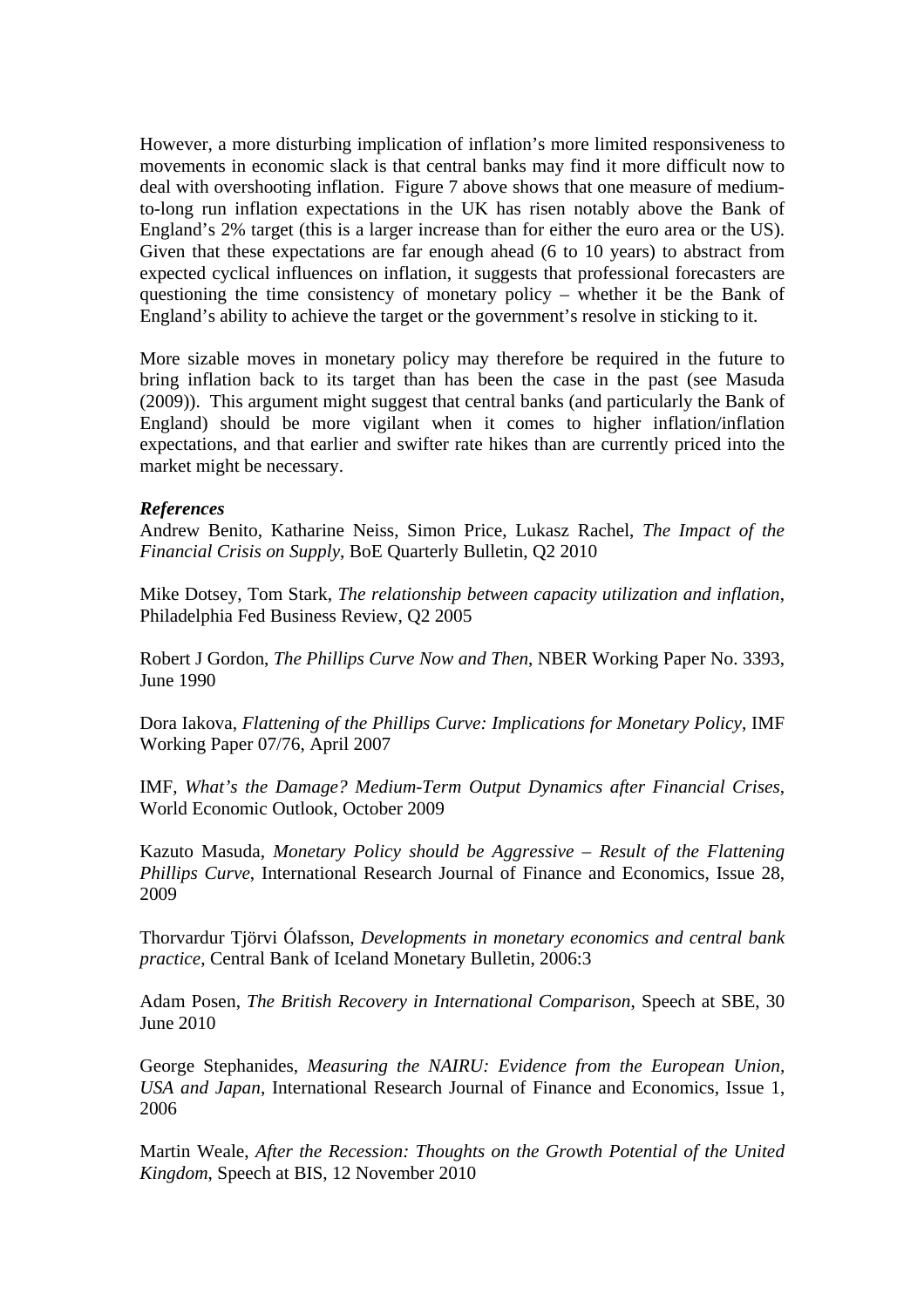However, a more disturbing implication of inflation's more limited responsiveness to movements in economic slack is that central banks may find it more difficult now to deal with overshooting inflation. Figure 7 above shows that one measure of medium-to-long run inflation expectations in the UK has risen notably above the Bank of England's 2% target (this is a larger increase than for either the euro area or the US). Given that these expectations are far enough ahead (6 to 10 years) to abstract from expected cyclical influences on inflation, it suggests that professional forecasters are questioning the time consistency of monetary policy – whether it be the Bank of England's ability to achieve the target or the government's resolve in sticking to it.

More sizable moves in monetary policy may therefore be required in the future to bring inflation back to its target than has been the case in the past (see Masuda (2009)). This argument might suggest that central banks (and particularly the Bank of England) should be more vigilant when it comes to higher inflation/inflation expectations, and that earlier and swifter rate hikes than are currently priced into the market might be necessary.

***References***

Andrew Benito, Katharine Neiss, Simon Price, Lukasz Rachel, *The Impact of the Financial Crisis on Supply*, BoE Quarterly Bulletin, Q2 2010

Mike Dotsey, Tom Stark, *The relationship between capacity utilization and inflation*, Philadelphia Fed Business Review, Q2 2005

Robert J Gordon, *The Phillips Curve Now and Then*, NBER Working Paper No. 3393, June 1990

Dora Iakova, *Flattening of the Phillips Curve: Implications for Monetary Policy*, IMF Working Paper 07/76, April 2007

IMF, *What's the Damage? Medium-Term Output Dynamics after Financial Crises*, World Economic Outlook, October 2009

Kazuto Masuda, *Monetary Policy should be Aggressive – Result of the Flattening Phillips Curve*, International Research Journal of Finance and Economics, Issue 28, 2009

Thorvardur Tjörvi Ólafsson, *Developments in monetary economics and central bank practice*, Central Bank of Iceland Monetary Bulletin, 2006:3

Adam Posen, *The British Recovery in International Comparison*, Speech at SBE, 30 June 2010

George Stephanides, *Measuring the NAIRU: Evidence from the European Union, USA and Japan*, International Research Journal of Finance and Economics, Issue 1, 2006

Martin Weale, *After the Recession: Thoughts on the Growth Potential of the United Kingdom*, Speech at BIS, 12 November 2010